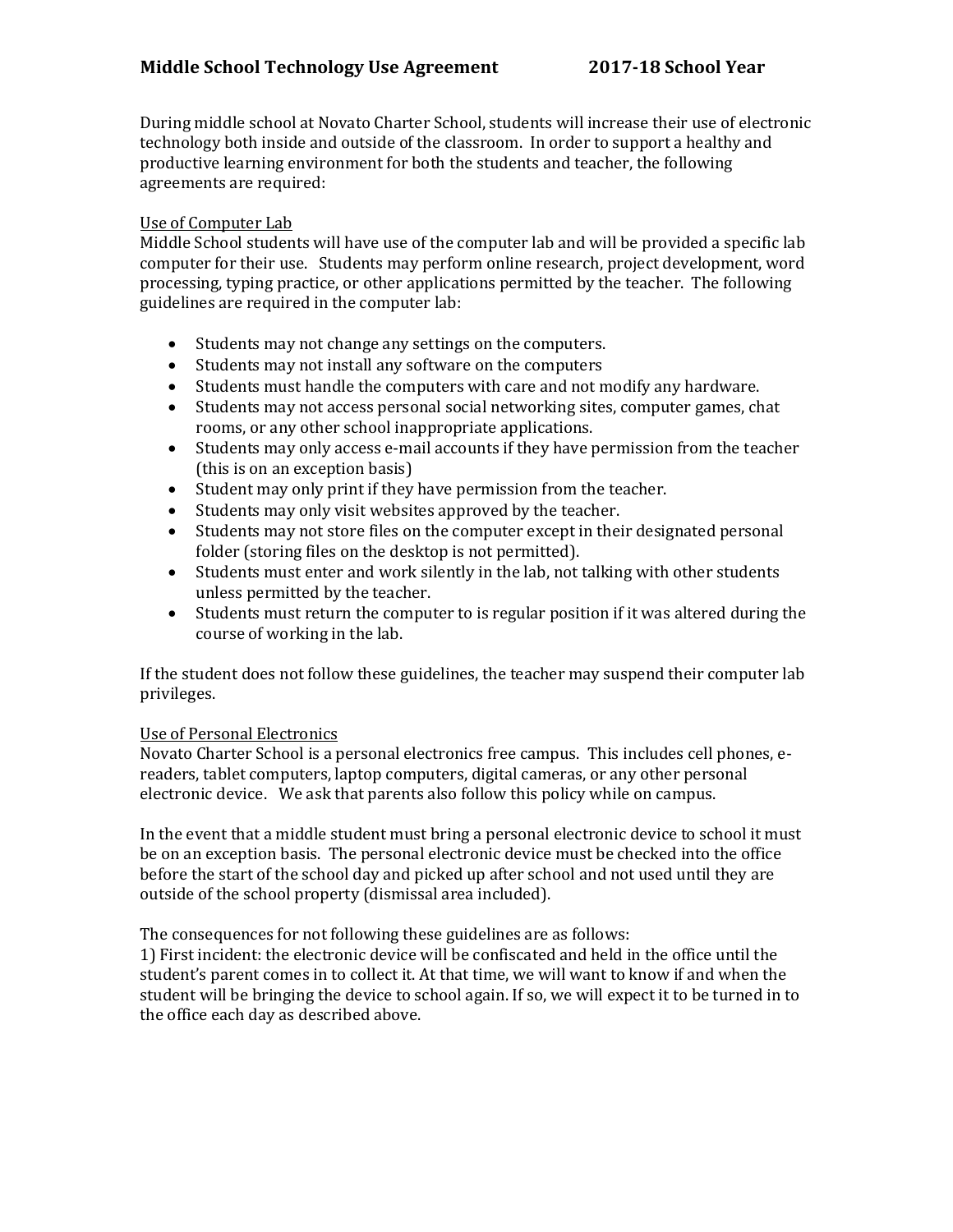# Middle School Technology Use Agreement 2017-18 School Year

During middle school at Novato Charter School, students will increase their use of electronic technology both inside and outside of the classroom. In order to support a healthy and productive learning environment for both the students and teacher, the following agreements are required:

## Use of Computer Lab

Middle School students will have use of the computer lab and will be provided a specific lab computer for their use. Students may perform online research, project development, word processing, typing practice, or other applications permitted by the teacher. The following guidelines are required in the computer lab:

- Students may not change any settings on the computers.
- Students may not install any software on the computers
- Students must handle the computers with care and not modify any hardware.
- Students may not access personal social networking sites, computer games, chat rooms, or any other school inappropriate applications.
- Students may only access e-mail accounts if they have permission from the teacher (this is on an exception basis)
- Student may only print if they have permission from the teacher.
- Students may only visit websites approved by the teacher.
- Students may not store files on the computer except in their designated personal folder (storing files on the desktop is not permitted).
- Students must enter and work silently in the lab, not talking with other students unless permitted by the teacher.
- Students must return the computer to is regular position if it was altered during the course of working in the lab.

If the student does not follow these guidelines, the teacher may suspend their computer lab privileges.

## Use of Personal Electronics

Novato Charter School is a personal electronics free campus. This includes cell phones, e-readers, tablet computers, laptop computers, digital cameras, or any other personal electronic device. We ask that parents also follow this policy while on campus.

In the event that a middle student must bring a personal electronic device to school it must be on an exception basis. The personal electronic device must be checked into the office before the start of the school day and picked up after school and not used until they are outside of the school property (dismissal area included).

The consequences for not following these guidelines are as follows:

1) First incident: the electronic device will be confiscated and held in the office until the student's parent comes in to collect it. At that time, we will want to know if and when the student will be bringing the device to school again. If so, we will expect it to be turned in to the office each day as described above.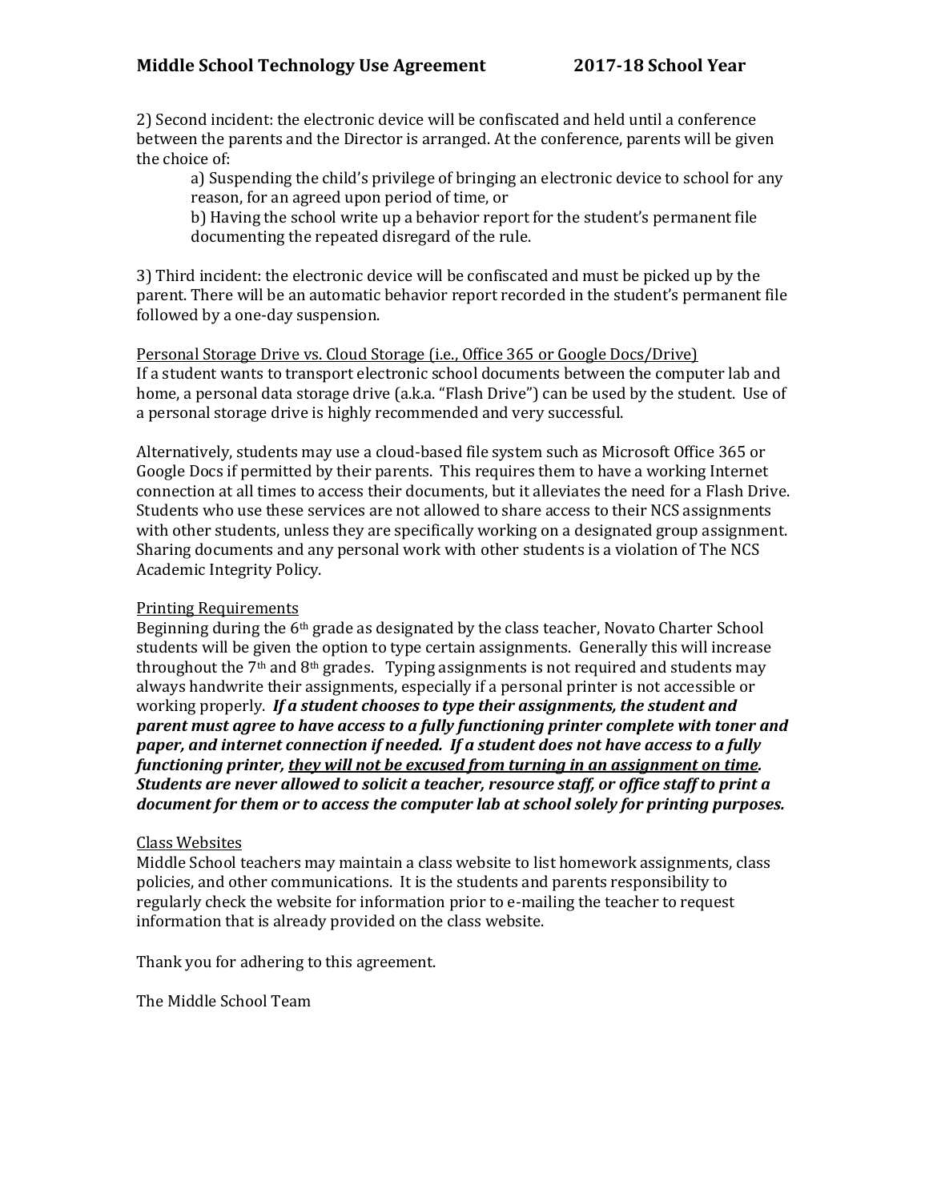2) Second incident: the electronic device will be confiscated and held until a conference between the parents and the Director is arranged. At the conference, parents will be given the choice of:

a) Suspending the child's privilege of bringing an electronic device to school for any reason, for an agreed upon period of time, or

b) Having the school write up a behavior report for the student's permanent file documenting the repeated disregard of the rule.

3) Third incident: the electronic device will be confiscated and must be picked up by the parent. There will be an automatic behavior report recorded in the student's permanent file followed by a one-day suspension.

<u>Personal Storage Drive vs. Cloud Storage (i.e., Office 365 or Google Docs/Drive)</u>

If a student wants to transport electronic school documents between the computer lab and home, a personal data storage drive (a.k.a. "Flash Drive") can be used by the student. Use of a personal storage drive is highly recommended and very successful.

Alternatively, students may use a cloud-based file system such as Microsoft Office 365 or Google Docs if permitted by their parents. This requires them to have a working Internet connection at all times to access their documents, but it alleviates the need for a Flash Drive. Students who use these services are not allowed to share access to their NCS assignments with other students, unless they are specifically working on a designated group assignment. Sharing documents and any personal work with other students is a violation of The NCS Academic Integrity Policy.

<u>Printing Requirements</u>

Beginning during the 6th grade as designated by the class teacher, Novato Charter School students will be given the option to type certain assignments. Generally this will increase throughout the 7th and 8th grades. Typing assignments is not required and students may always handwrite their assignments, especially if a personal printer is not accessible or working properly. ***If a student chooses to type their assignments, the student and parent must agree to have access to a fully functioning printer complete with toner and paper, and internet connection if needed. If a student does not have access to a fully functioning printer, <u>they will not be excused from turning in an assignment on time</u>. Students are never allowed to solicit a teacher, resource staff, or office staff to print a document for them or to access the computer lab at school solely for printing purposes.***

<u>Class Websites</u>

Middle School teachers may maintain a class website to list homework assignments, class policies, and other communications. It is the students and parents responsibility to regularly check the website for information prior to e-mailing the teacher to request information that is already provided on the class website.

Thank you for adhering to this agreement.

The Middle School Team